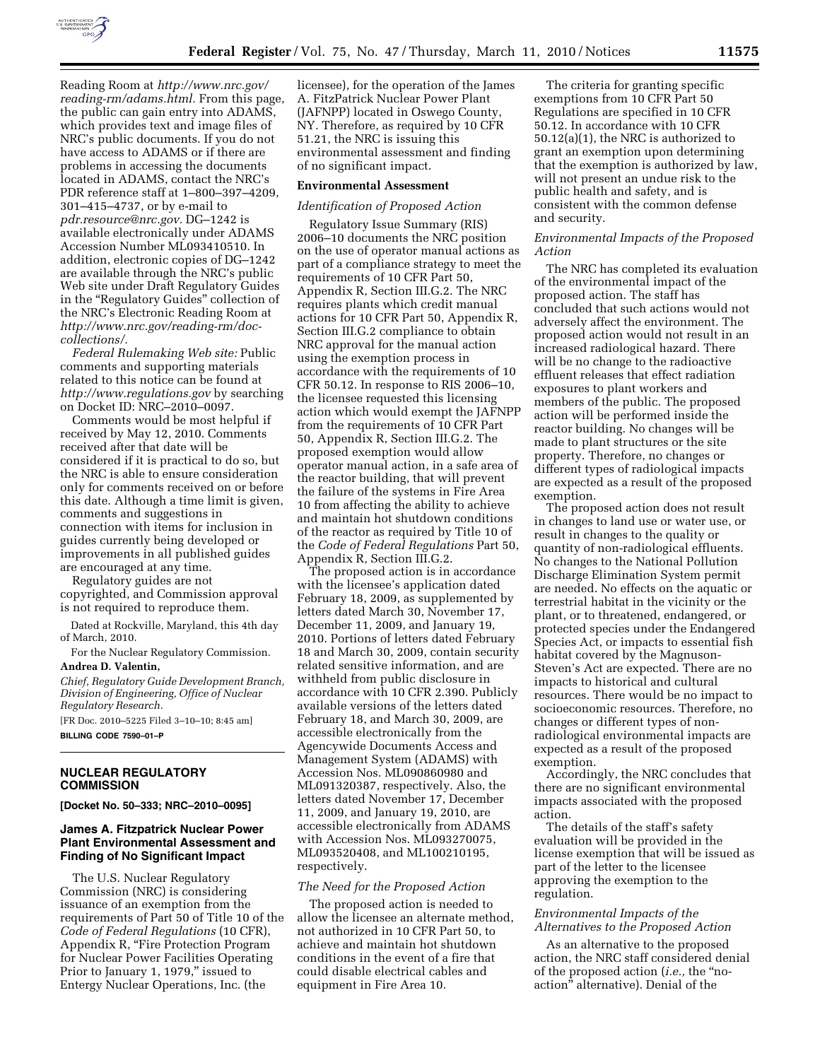Reading Room at *http://www.nrc.gov/reading-rm/adams.html.* From this page, the public can gain entry into ADAMS, which provides text and image files of NRC's public documents. If you do not have access to ADAMS or if there are problems in accessing the documents located in ADAMS, contact the NRC's PDR reference staff at 1–800–397–4209, 301–415–4737, or by e-mail to *pdr.resource@nrc.gov.* DG–1242 is available electronically under ADAMS Accession Number ML093410510. In addition, electronic copies of DG–1242 are available through the NRC's public Web site under Draft Regulatory Guides in the "Regulatory Guides" collection of the NRC's Electronic Reading Room at *http://www.nrc.gov/reading-rm/doc-collections/.*

*Federal Rulemaking Web site:* Public comments and supporting materials related to this notice can be found at *http://www.regulations.gov* by searching on Docket ID: NRC–2010–0097.

Comments would be most helpful if received by May 12, 2010. Comments received after that date will be considered if it is practical to do so, but the NRC is able to ensure consideration only for comments received on or before this date. Although a time limit is given, comments and suggestions in connection with items for inclusion in guides currently being developed or improvements in all published guides are encouraged at any time.

Regulatory guides are not copyrighted, and Commission approval is not required to reproduce them.

Dated at Rockville, Maryland, this 4th day of March, 2010.

For the Nuclear Regulatory Commission.

**Andrea D. Valentin,**

*Chief, Regulatory Guide Development Branch, Division of Engineering, Office of Nuclear Regulatory Research.*

[FR Doc. 2010–5225 Filed 3–10–10; 8:45 am]

**BILLING CODE 7590–01–P**

---

## NUCLEAR REGULATORY COMMISSION

**[Docket No. 50–333; NRC–2010–0095]**

### James A. Fitzpatrick Nuclear Power Plant Environmental Assessment and Finding of No Significant Impact

The U.S. Nuclear Regulatory Commission (NRC) is considering issuance of an exemption from the requirements of Part 50 of Title 10 of the *Code of Federal Regulations* (10 CFR), Appendix R, "Fire Protection Program for Nuclear Power Facilities Operating Prior to January 1, 1979," issued to Entergy Nuclear Operations, Inc. (the licensee), for the operation of the James A. FitzPatrick Nuclear Power Plant (JAFNPP) located in Oswego County, NY. Therefore, as required by 10 CFR 51.21, the NRC is issuing this environmental assessment and finding of no significant impact.

#### Environmental Assessment

*Identification of Proposed Action*

Regulatory Issue Summary (RIS) 2006–10 documents the NRC position on the use of operator manual actions as part of a compliance strategy to meet the requirements of 10 CFR Part 50, Appendix R, Section III.G.2. The NRC requires plants which credit manual actions for 10 CFR Part 50, Appendix R, Section III.G.2 compliance to obtain NRC approval for the manual action using the exemption process in accordance with the requirements of 10 CFR 50.12. In response to RIS 2006–10, the licensee requested this licensing action which would exempt the JAFNPP from the requirements of 10 CFR Part 50, Appendix R, Section III.G.2. The proposed exemption would allow operator manual action, in a safe area of the reactor building, that will prevent the failure of the systems in Fire Area 10 from affecting the ability to achieve and maintain hot shutdown conditions of the reactor as required by Title 10 of the *Code of Federal Regulations* Part 50, Appendix R, Section III.G.2.

The proposed action is in accordance with the licensee's application dated February 18, 2009, as supplemented by letters dated March 30, November 17, December 11, 2009, and January 19, 2010. Portions of letters dated February 18 and March 30, 2009, contain security related sensitive information, and are withheld from public disclosure in accordance with 10 CFR 2.390. Publicly available versions of the letters dated February 18, and March 30, 2009, are accessible electronically from the Agencywide Documents Access and Management System (ADAMS) with Accession Nos. ML090860980 and ML091320387, respectively. Also, the letters dated November 17, December 11, 2009, and January 19, 2010, are accessible electronically from ADAMS with Accession Nos. ML093270075, ML093520408, and ML100210195, respectively.

*The Need for the Proposed Action*

The proposed action is needed to allow the licensee an alternate method, not authorized in 10 CFR Part 50, to achieve and maintain hot shutdown conditions in the event of a fire that could disable electrical cables and equipment in Fire Area 10.

The criteria for granting specific exemptions from 10 CFR Part 50 Regulations are specified in 10 CFR 50.12. In accordance with 10 CFR 50.12(a)(1), the NRC is authorized to grant an exemption upon determining that the exemption is authorized by law, will not present an undue risk to the public health and safety, and is consistent with the common defense and security.

*Environmental Impacts of the Proposed Action*

The NRC has completed its evaluation of the environmental impact of the proposed action. The staff has concluded that such actions would not adversely affect the environment. The proposed action would not result in an increased radiological hazard. There will be no change to the radioactive effluent releases that effect radiation exposures to plant workers and members of the public. The proposed action will be performed inside the reactor building. No changes will be made to plant structures or the site property. Therefore, no changes or different types of radiological impacts are expected as a result of the proposed exemption.

The proposed action does not result in changes to land use or water use, or result in changes to the quality or quantity of non-radiological effluents. No changes to the National Pollution Discharge Elimination System permit are needed. No effects on the aquatic or terrestrial habitat in the vicinity or the plant, or to threatened, endangered, or protected species under the Endangered Species Act, or impacts to essential fish habitat covered by the Magnuson-Steven's Act are expected. There are no impacts to historical and cultural resources. There would be no impact to socioeconomic resources. Therefore, no changes or different types of non-radiological environmental impacts are expected as a result of the proposed exemption.

Accordingly, the NRC concludes that there are no significant environmental impacts associated with the proposed action.

The details of the staff's safety evaluation will be provided in the license exemption that will be issued as part of the letter to the licensee approving the exemption to the regulation.

*Environmental Impacts of the Alternatives to the Proposed Action*

As an alternative to the proposed action, the NRC staff considered denial of the proposed action (*i.e.,* the "no-action" alternative). Denial of the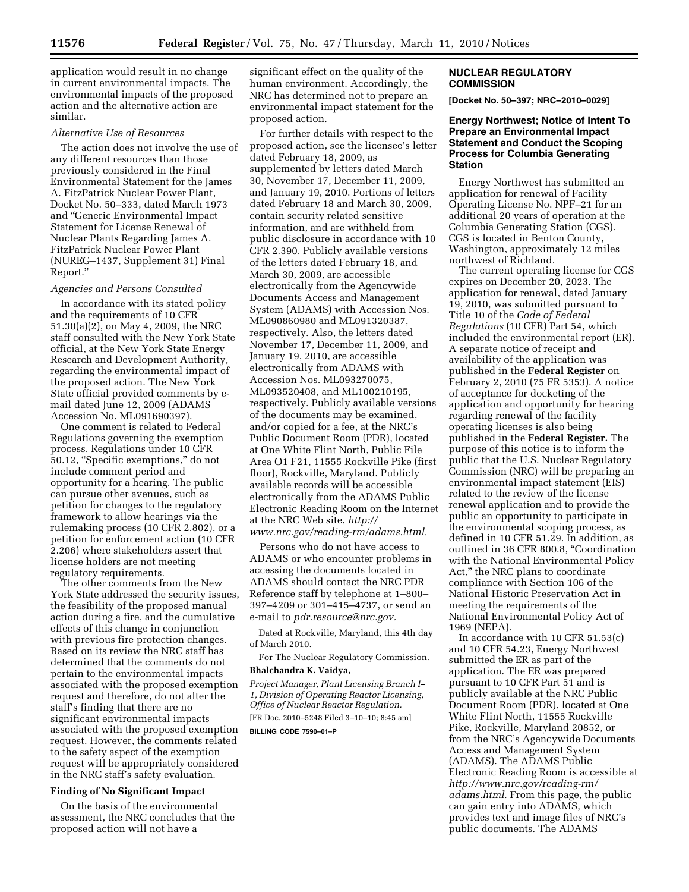application would result in no change in current environmental impacts. The environmental impacts of the proposed action and the alternative action are similar.

*Alternative Use of Resources*

The action does not involve the use of any different resources than those previously considered in the Final Environmental Statement for the James A. FitzPatrick Nuclear Power Plant, Docket No. 50–333, dated March 1973 and "Generic Environmental Impact Statement for License Renewal of Nuclear Plants Regarding James A. FitzPatrick Nuclear Power Plant (NUREG–1437, Supplement 31) Final Report."

*Agencies and Persons Consulted*

In accordance with its stated policy and the requirements of 10 CFR 51.30(a)(2), on May 4, 2009, the NRC staff consulted with the New York State official, at the New York State Energy Research and Development Authority, regarding the environmental impact of the proposed action. The New York State official provided comments by e-mail dated June 12, 2009 (ADAMS Accession No. ML091690397).

One comment is related to Federal Regulations governing the exemption process. Regulations under 10 CFR 50.12, "Specific exemptions," do not include comment period and opportunity for a hearing. The public can pursue other avenues, such as petition for changes to the regulatory framework to allow hearings via the rulemaking process (10 CFR 2.802), or a petition for enforcement action (10 CFR 2.206) where stakeholders assert that license holders are not meeting regulatory requirements.

The other comments from the New York State addressed the security issues, the feasibility of the proposed manual action during a fire, and the cumulative effects of this change in conjunction with previous fire protection changes. Based on its review the NRC staff has determined that the comments do not pertain to the environmental impacts associated with the proposed exemption request and therefore, do not alter the staff's finding that there are no significant environmental impacts associated with the proposed exemption request. However, the comments related to the safety aspect of the exemption request will be appropriately considered in the NRC staff's safety evaluation.

**Finding of No Significant Impact**

On the basis of the environmental assessment, the NRC concludes that the proposed action will not have a significant effect on the quality of the human environment. Accordingly, the NRC has determined not to prepare an environmental impact statement for the proposed action.

For further details with respect to the proposed action, see the licensee's letter dated February 18, 2009, as supplemented by letters dated March 30, November 17, December 11, 2009, and January 19, 2010. Portions of letters dated February 18 and March 30, 2009, contain security related sensitive information, and are withheld from public disclosure in accordance with 10 CFR 2.390. Publicly available versions of the letters dated February 18, and March 30, 2009, are accessible electronically from the Agencywide Documents Access and Management System (ADAMS) with Accession Nos. ML090860980 and ML091320387, respectively. Also, the letters dated November 17, December 11, 2009, and January 19, 2010, are accessible electronically from ADAMS with Accession Nos. ML093270075, ML093520408, and ML100210195, respectively. Publicly available versions of the documents may be examined, and/or copied for a fee, at the NRC's Public Document Room (PDR), located at One White Flint North, Public File Area O1 F21, 11555 Rockville Pike (first floor), Rockville, Maryland. Publicly available records will be accessible electronically from the ADAMS Public Electronic Reading Room on the Internet at the NRC Web site, *http://www.nrc.gov/reading-rm/adams.html.*

Persons who do not have access to ADAMS or who encounter problems in accessing the documents located in ADAMS should contact the NRC PDR Reference staff by telephone at 1–800–397–4209 or 301–415–4737, or send an e-mail to *pdr.resource@nrc.gov.*

Dated at Rockville, Maryland, this 4th day of March 2010.

For The Nuclear Regulatory Commission.

**Bhalchandra K. Vaidya,**

*Project Manager, Plant Licensing Branch I–1, Division of Operating Reactor Licensing, Office of Nuclear Reactor Regulation.*

[FR Doc. 2010–5248 Filed 3–10–10; 8:45 am]

**BILLING CODE 7590–01–P**

## NUCLEAR REGULATORY COMMISSION

**[Docket No. 50–397; NRC–2010–0029]**

### Energy Northwest; Notice of Intent To Prepare an Environmental Impact Statement and Conduct the Scoping Process for Columbia Generating Station

Energy Northwest has submitted an application for renewal of Facility Operating License No. NPF–21 for an additional 20 years of operation at the Columbia Generating Station (CGS). CGS is located in Benton County, Washington, approximately 12 miles northwest of Richland.

The current operating license for CGS expires on December 20, 2023. The application for renewal, dated January 19, 2010, was submitted pursuant to Title 10 of the *Code of Federal Regulations* (10 CFR) Part 54, which included the environmental report (ER). A separate notice of receipt and availability of the application was published in the **Federal Register** on February 2, 2010 (75 FR 5353). A notice of acceptance for docketing of the application and opportunity for hearing regarding renewal of the facility operating licenses is also being published in the **Federal Register.** The purpose of this notice is to inform the public that the U.S. Nuclear Regulatory Commission (NRC) will be preparing an environmental impact statement (EIS) related to the review of the license renewal application and to provide the public an opportunity to participate in the environmental scoping process, as defined in 10 CFR 51.29. In addition, as outlined in 36 CFR 800.8, "Coordination with the National Environmental Policy Act," the NRC plans to coordinate compliance with Section 106 of the National Historic Preservation Act in meeting the requirements of the National Environmental Policy Act of 1969 (NEPA).

In accordance with 10 CFR 51.53(c) and 10 CFR 54.23, Energy Northwest submitted the ER as part of the application. The ER was prepared pursuant to 10 CFR Part 51 and is publicly available at the NRC Public Document Room (PDR), located at One White Flint North, 11555 Rockville Pike, Rockville, Maryland 20852, or from the NRC's Agencywide Documents Access and Management System (ADAMS). The ADAMS Public Electronic Reading Room is accessible at *http://www.nrc.gov/reading-rm/adams.html.* From this page, the public can gain entry into ADAMS, which provides text and image files of NRC's public documents. The ADAMS